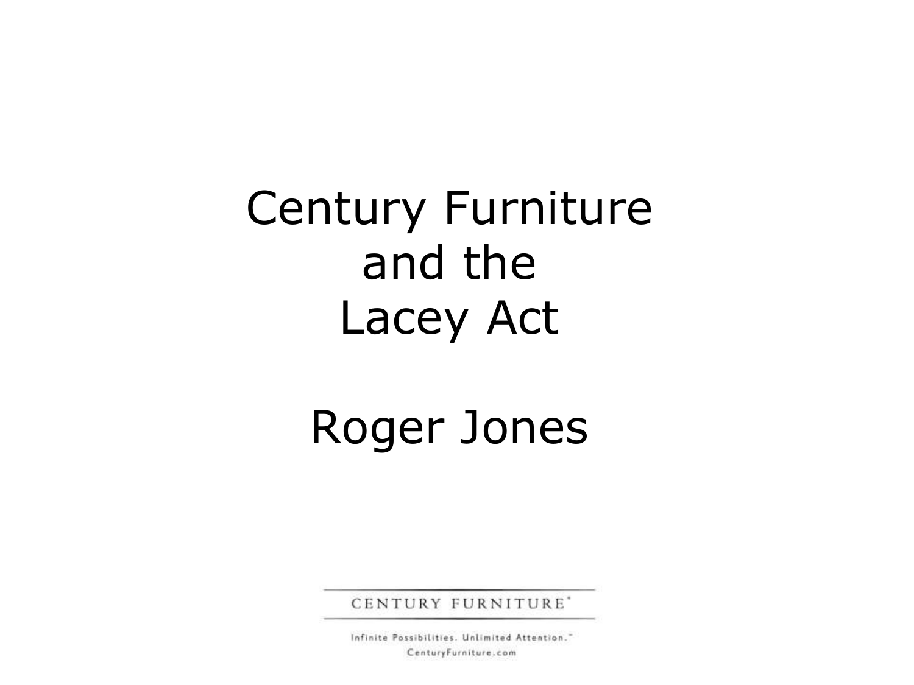# Century Furniture and the Lacey Act

Roger Jones

CENTURY FURNITURE®

Infinite Possibilities. Unlimited Attention.™

CenturyFurniture.com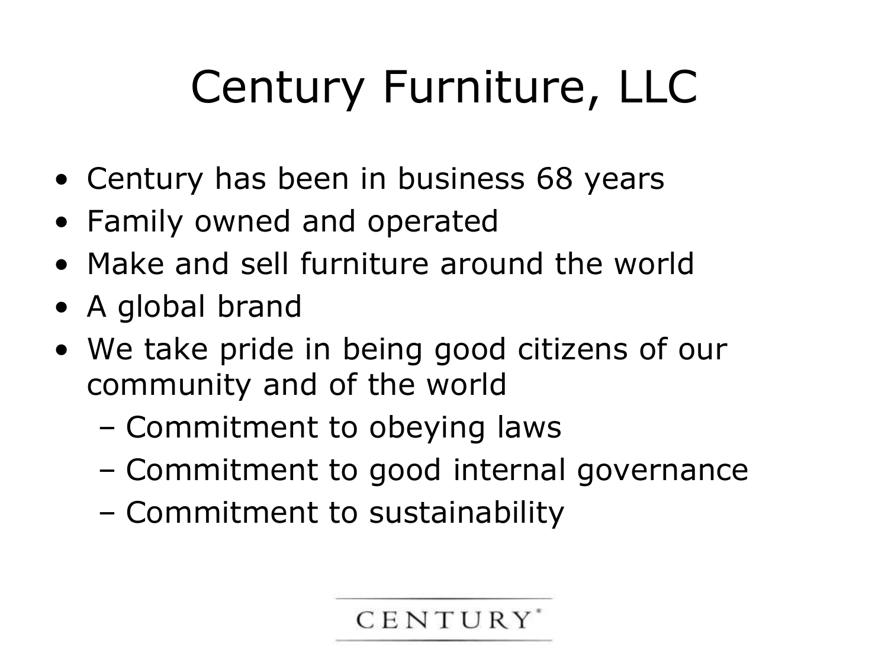# Century Furniture, LLC

- Century has been in business 68 years
- Family owned and operated
- Make and sell furniture around the world
- A global brand
- We take pride in being good citizens of our community and of the world
  - Commitment to obeying laws
  - Commitment to good internal governance
  - Commitment to sustainability

CENTURY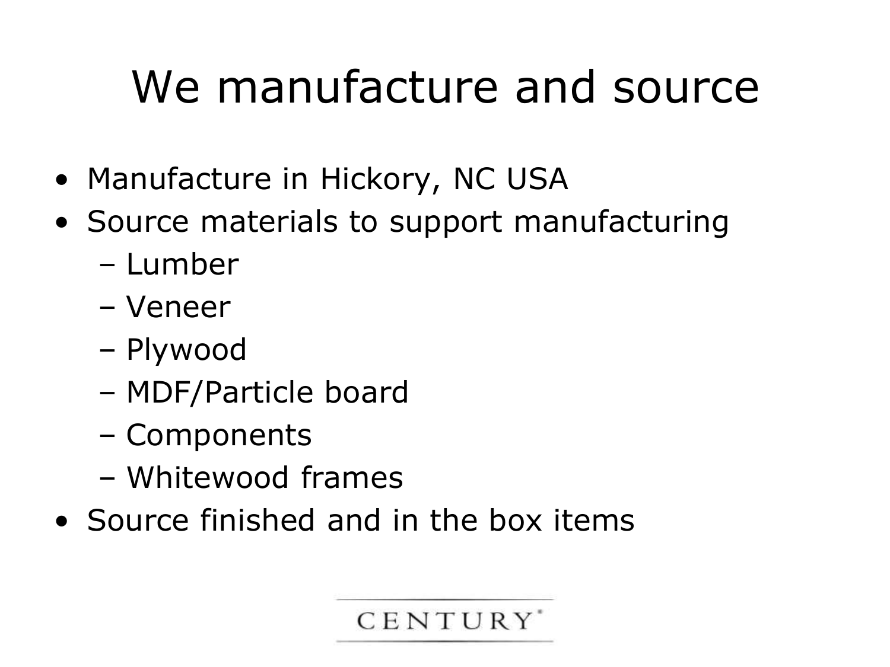# We manufacture and source

- Manufacture in Hickory, NC USA
- Source materials to support manufacturing
  - Lumber
  - Veneer
  - Plywood
  - MDF/Particle board
  - Components
  - Whitewood frames
- Source finished and in the box items

CENTURY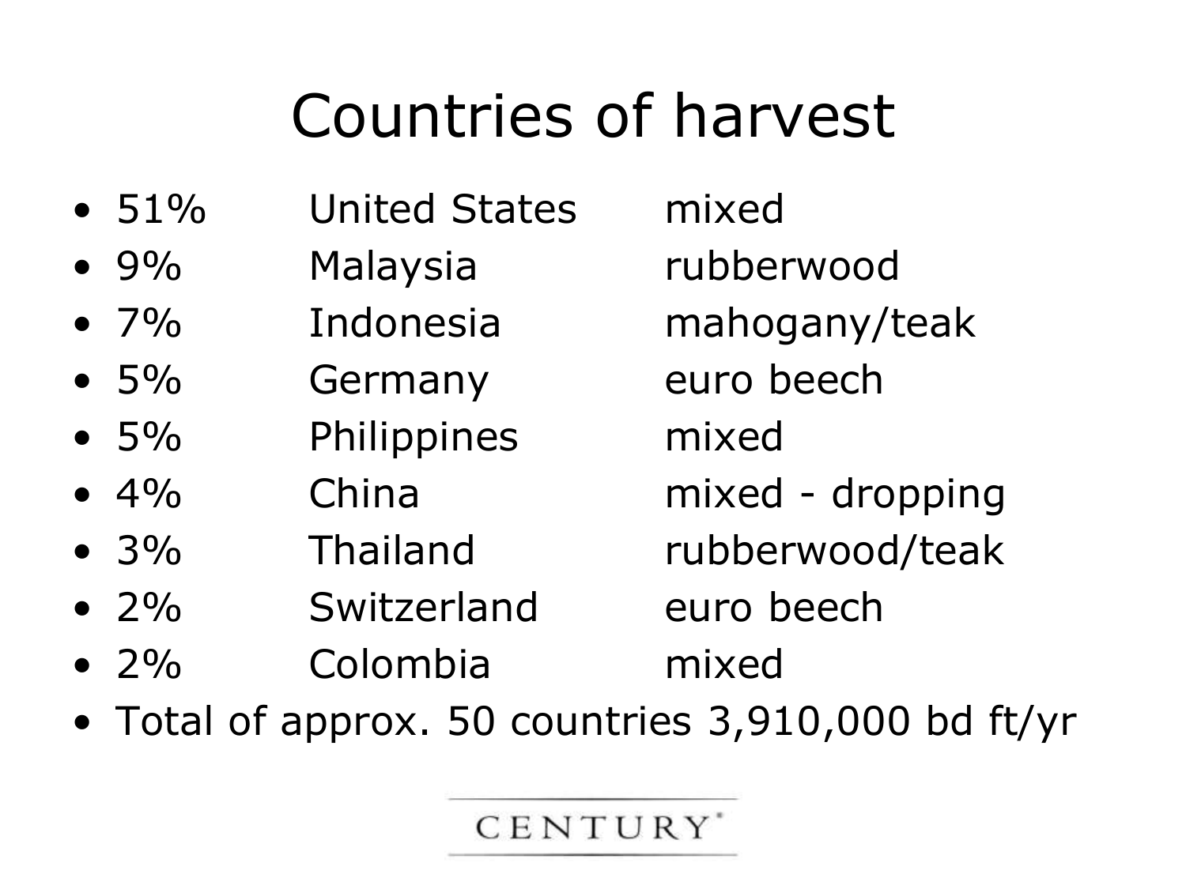# Countries of harvest

- 51% United States mixed
- 9% Malaysia rubberwood
- 7% Indonesia mahogany/teak
- 5% Germany euro beech
- 5% Philippines mixed
- 4% China mixed - dropping
- 3% Thailand rubberwood/teak
- 2% Switzerland euro beech
- 2% Colombia mixed
- Total of approx. 50 countries 3,910,000 bd ft/yr

CENTURY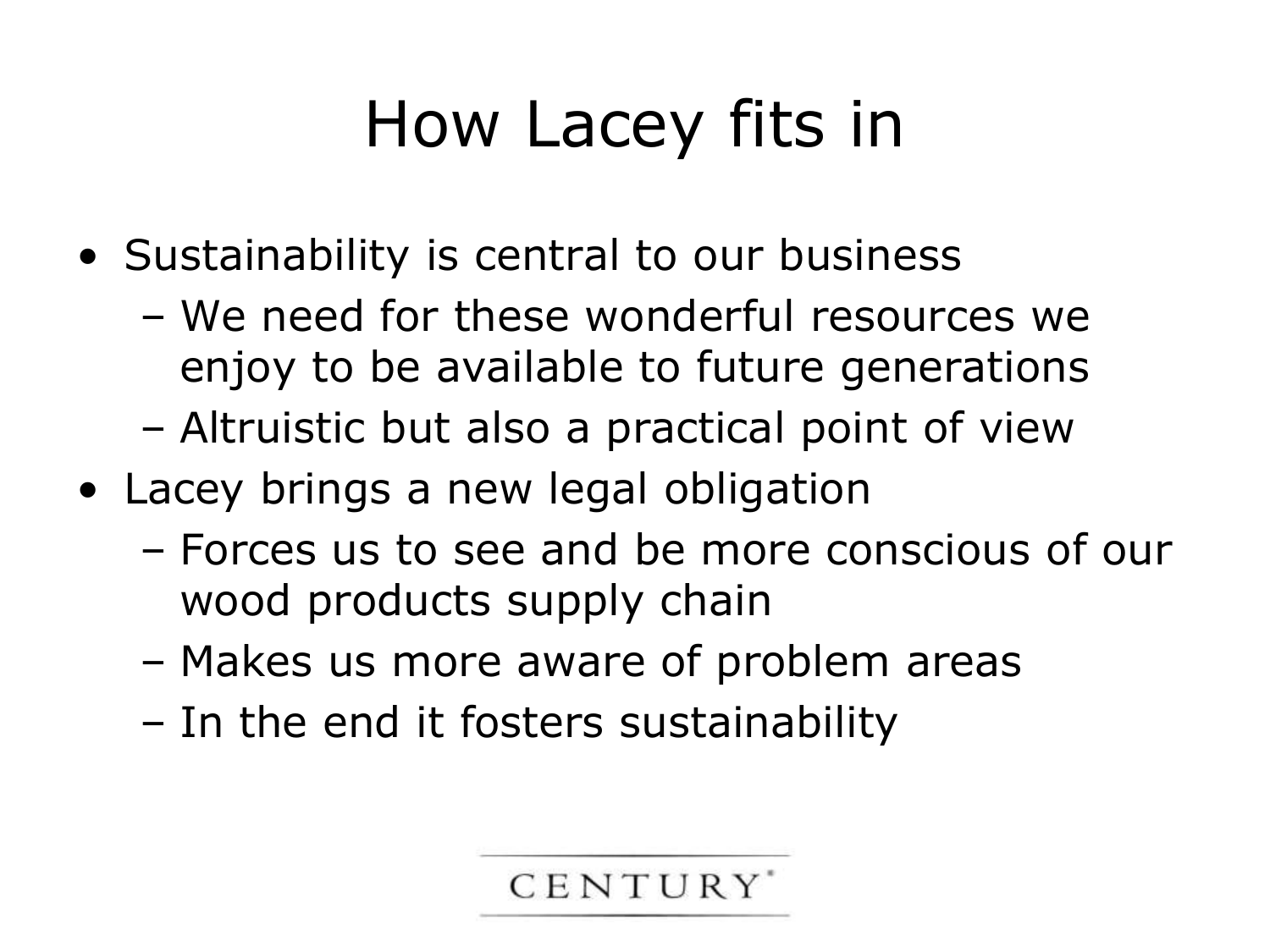# How Lacey fits in

- Sustainability is central to our business
  - We need for these wonderful resources we enjoy to be available to future generations
  - Altruistic but also a practical point of view
- Lacey brings a new legal obligation
  - Forces us to see and be more conscious of our wood products supply chain
  - Makes us more aware of problem areas
  - In the end it fosters sustainability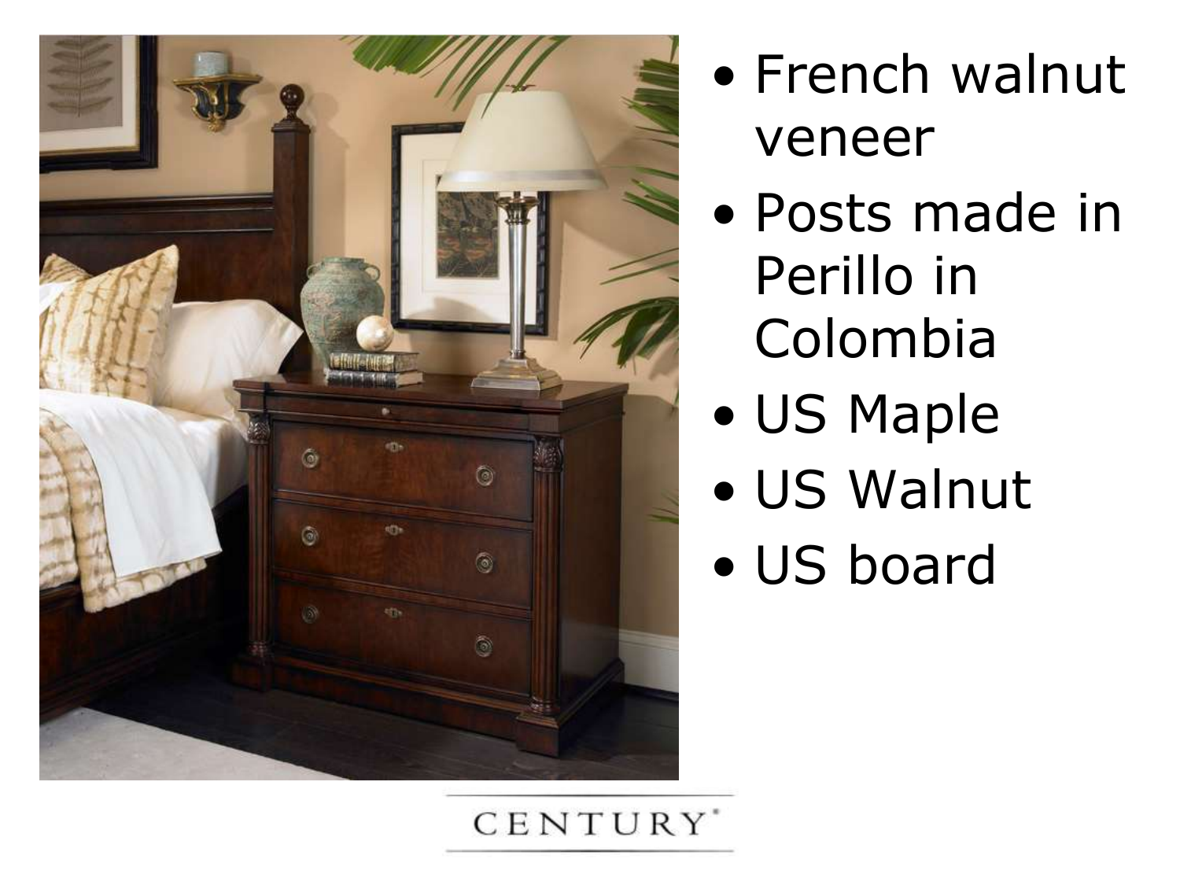- French walnut veneer
- Posts made in Perillo in Colombia
- US Maple
- US Walnut
- US board

CENTURY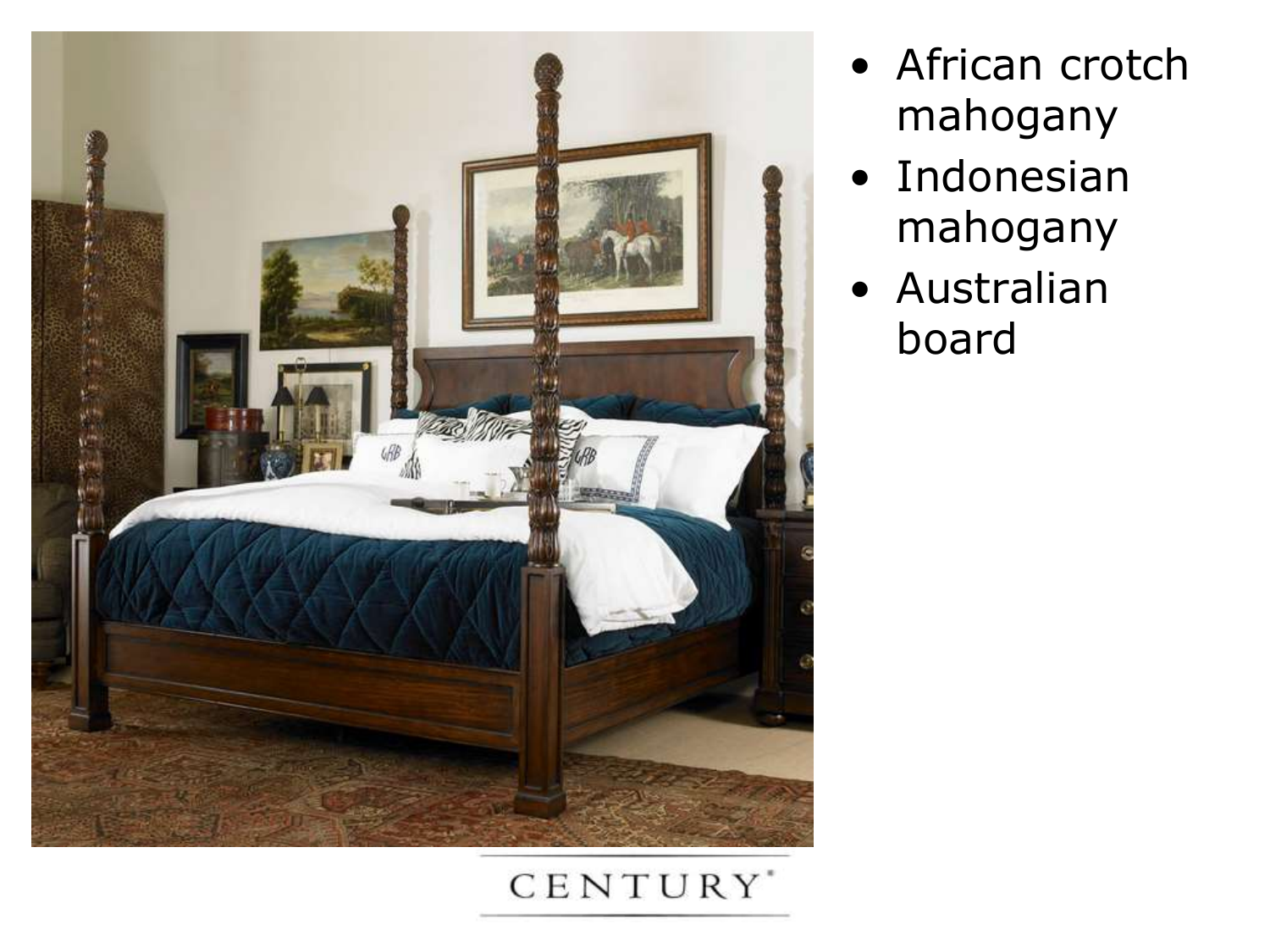- African crotch mahogany
- Indonesian mahogany
- Australian board

CENTURY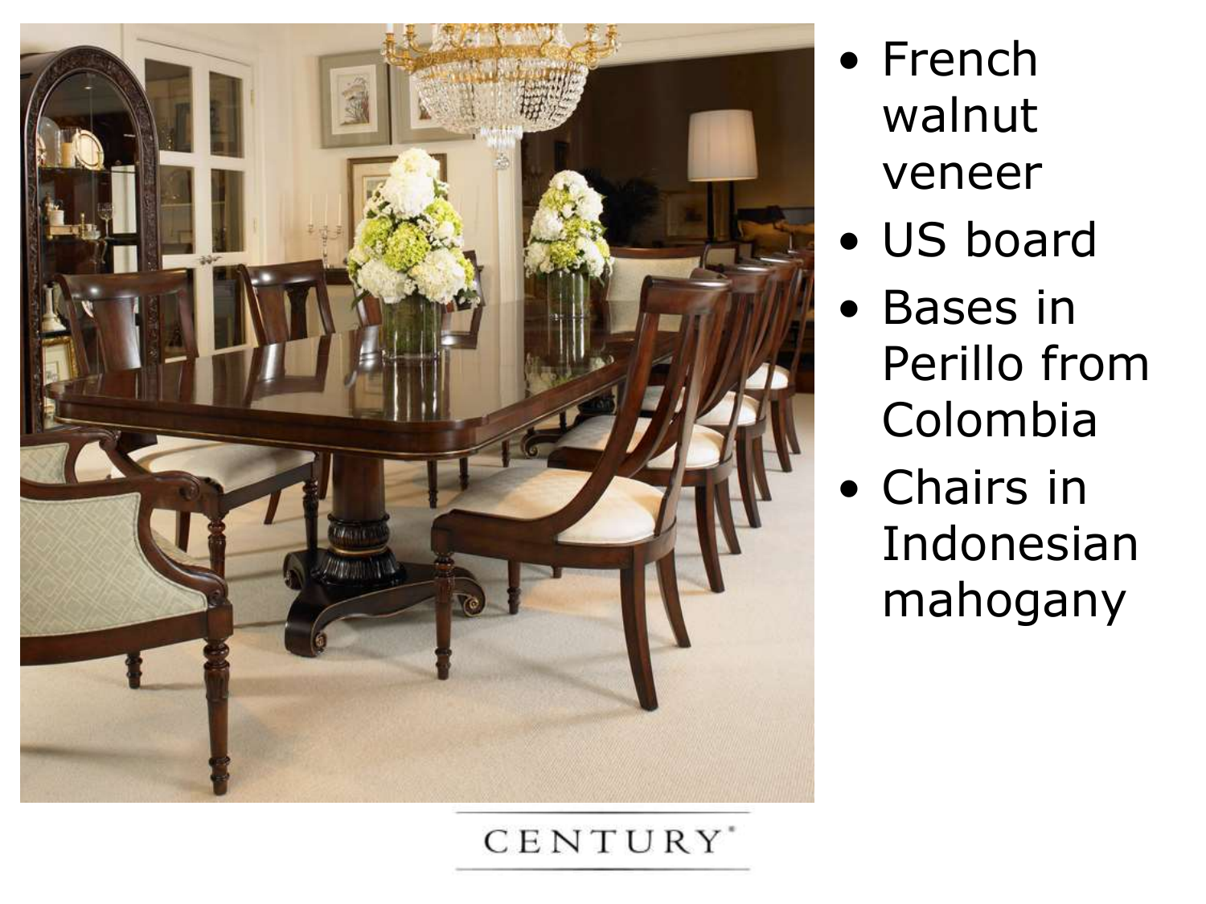- French walnut veneer
- US board
- Bases in Perillo from Colombia
- Chairs in Indonesian mahogany

CENTURY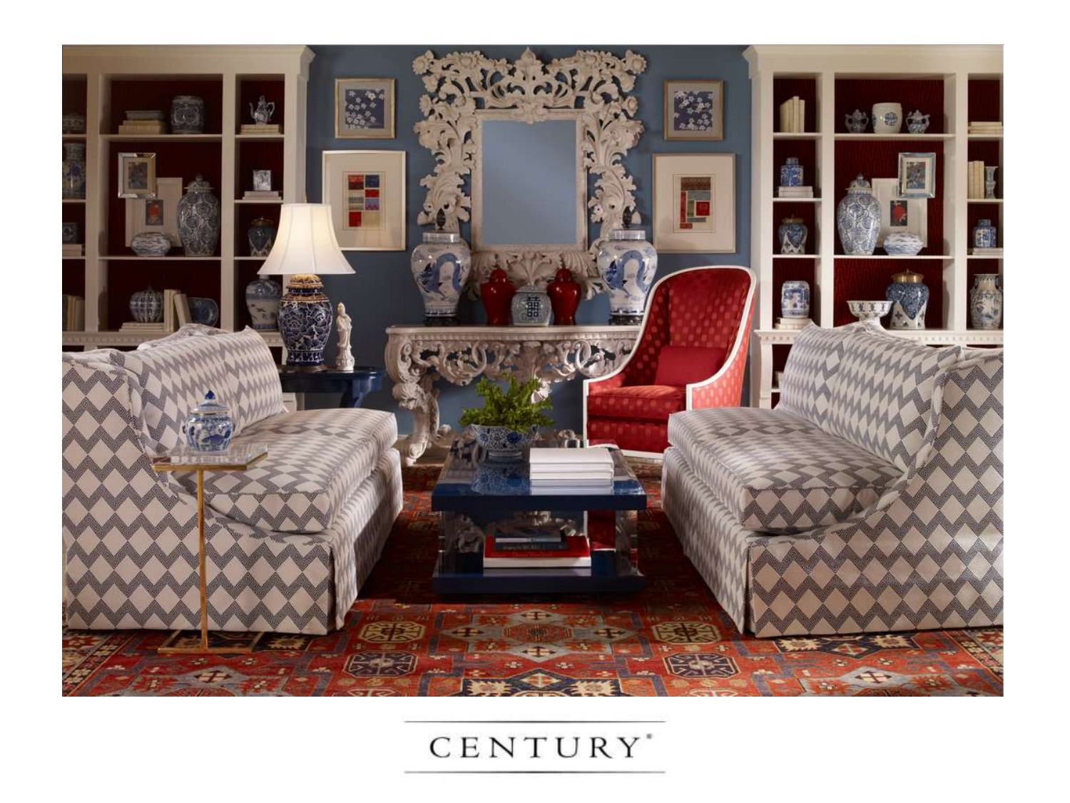CENTURY®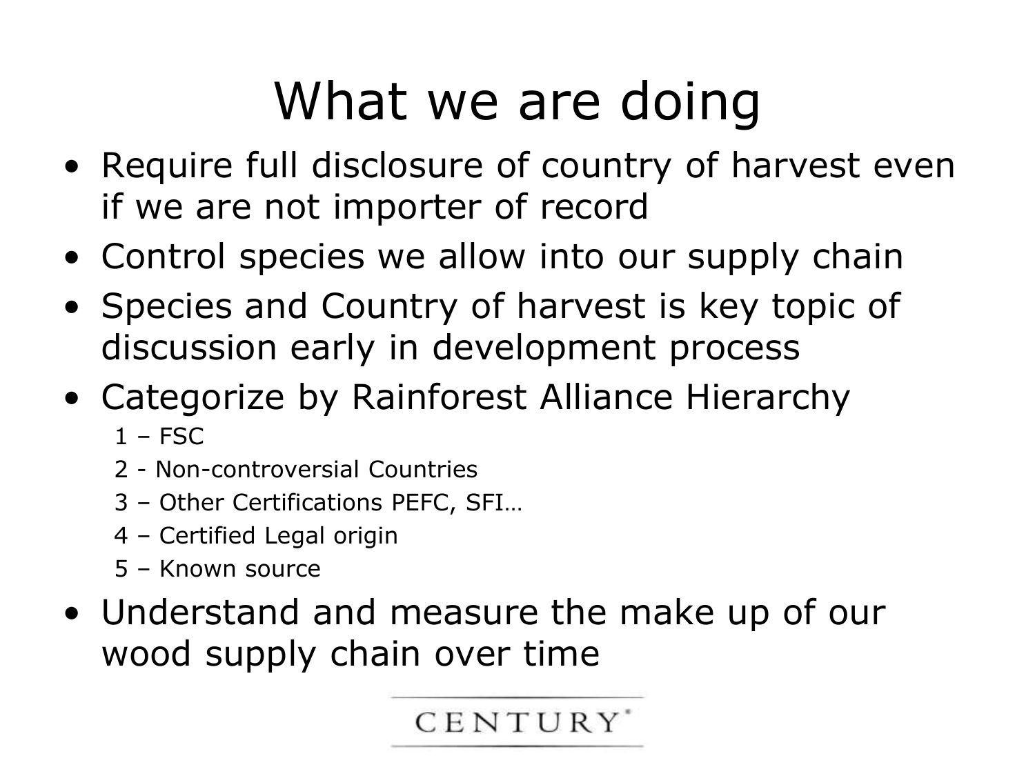# What we are doing

- Require full disclosure of country of harvest even if we are not importer of record
- Control species we allow into our supply chain
- Species and Country of harvest is key topic of discussion early in development process
- Categorize by Rainforest Alliance Hierarchy
  - 1 – FSC
  - 2 - Non-controversial Countries
  - 3 – Other Certifications PEFC, SFI…
  - 4 – Certified Legal origin
  - 5 – Known source
- Understand and measure the make up of our wood supply chain over time

CENTURY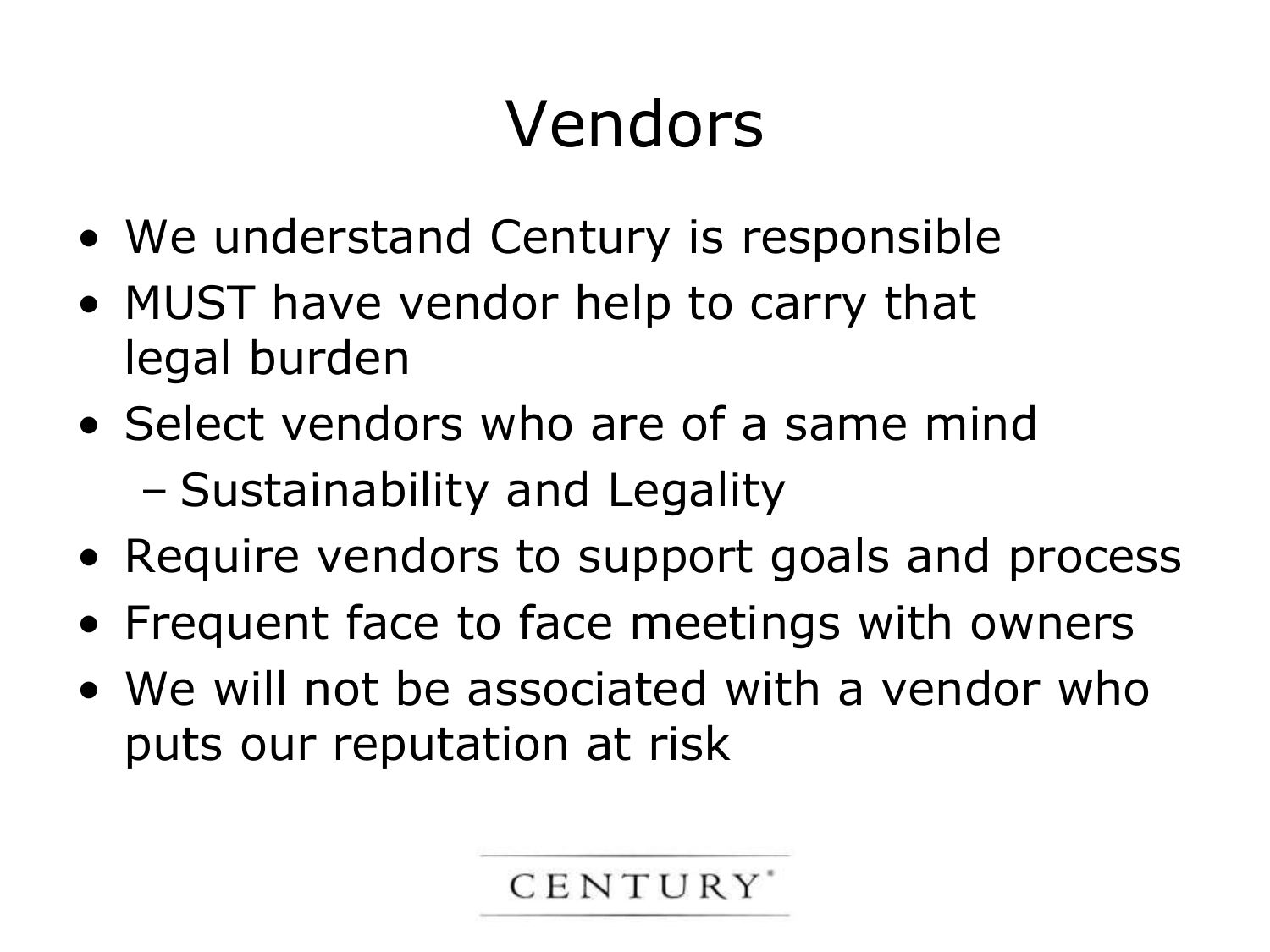# Vendors

- We understand Century is responsible
- MUST have vendor help to carry that legal burden
- Select vendors who are of a same mind
  - Sustainability and Legality
- Require vendors to support goals and process
- Frequent face to face meetings with owners
- We will not be associated with a vendor who puts our reputation at risk

CENTURY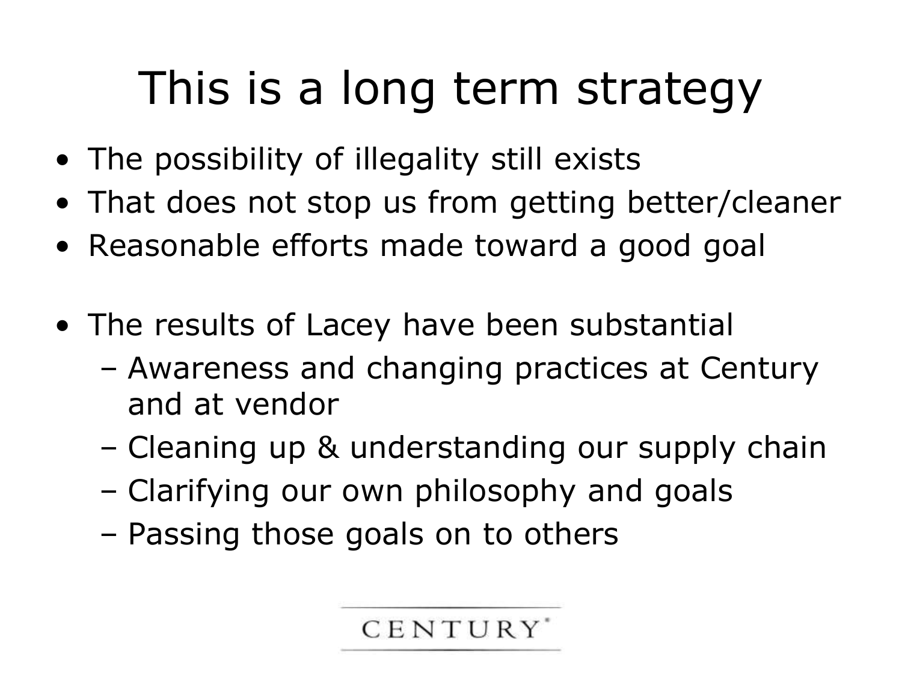# This is a long term strategy

- The possibility of illegality still exists
- That does not stop us from getting better/cleaner
- Reasonable efforts made toward a good goal

- The results of Lacey have been substantial
  - Awareness and changing practices at Century and at vendor
  - Cleaning up & understanding our supply chain
  - Clarifying our own philosophy and goals
  - Passing those goals on to others

CENTURY